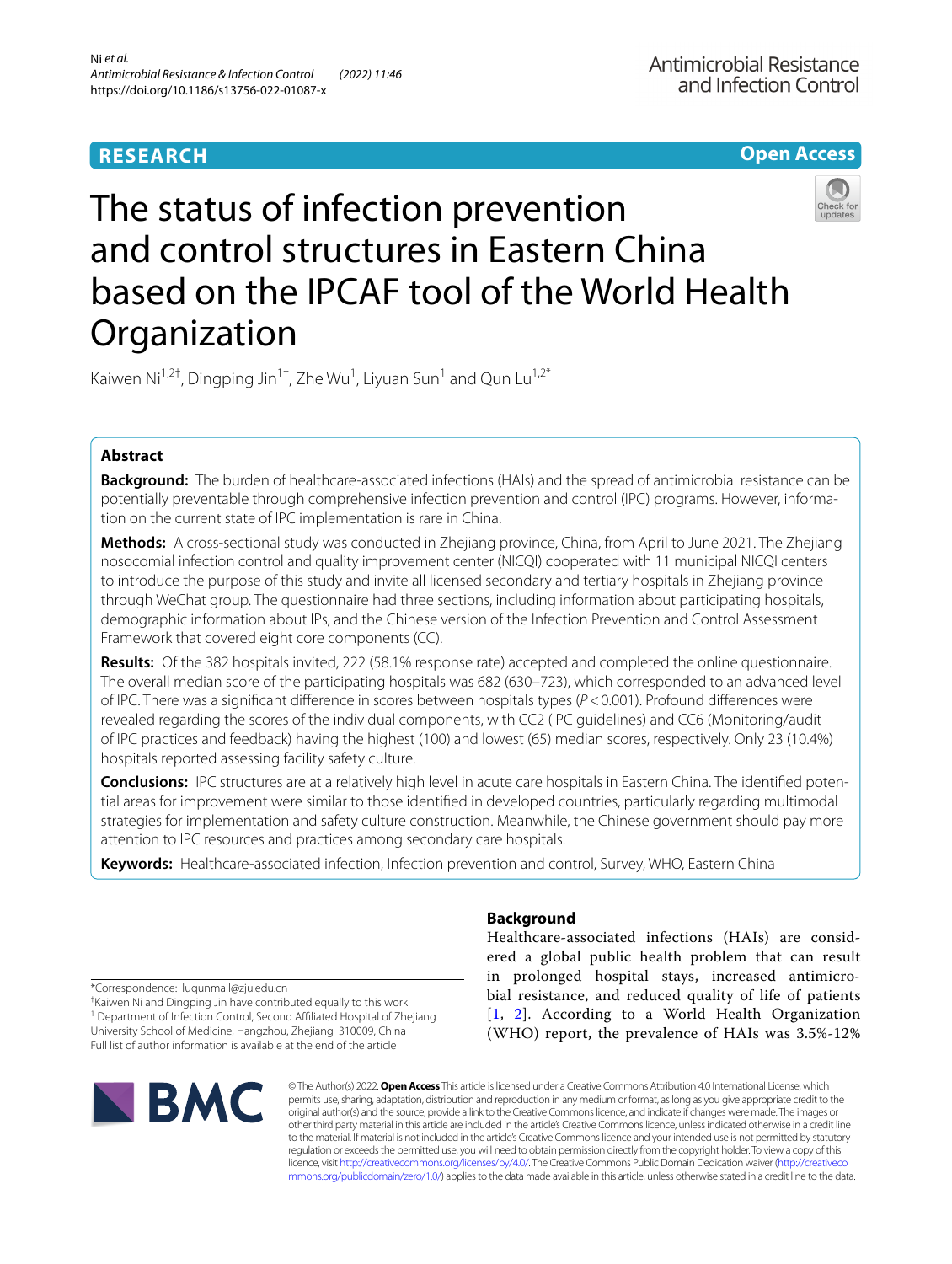RESEARCH

Open Access

# The status of infection prevention and control structures in Eastern China based on the IPCAF tool of the World Health Organization

Kaiwen Ni[1,2†], Dingping Jin[1†], Zhe Wu[1], Liyuan Sun[1] and Qun Lu[1,2*]

## Abstract

**Background:** The burden of healthcare-associated infections (HAIs) and the spread of antimicrobial resistance can be potentially preventable through comprehensive infection prevention and control (IPC) programs. However, information on the current state of IPC implementation is rare in China.

**Methods:** A cross-sectional study was conducted in Zhejiang province, China, from April to June 2021. The Zhejiang nosocomial infection control and quality improvement center (NICQI) cooperated with 11 municipal NICQI centers to introduce the purpose of this study and invite all licensed secondary and tertiary hospitals in Zhejiang province through WeChat group. The questionnaire had three sections, including information about participating hospitals, demographic information about IPs, and the Chinese version of the Infection Prevention and Control Assessment Framework that covered eight core components (CC).

**Results:** Of the 382 hospitals invited, 222 (58.1% response rate) accepted and completed the online questionnaire. The overall median score of the participating hospitals was 682 (630–723), which corresponded to an advanced level of IPC. There was a significant difference in scores between hospitals types ($P < 0.001$). Profound differences were revealed regarding the scores of the individual components, with CC2 (IPC guidelines) and CC6 (Monitoring/audit of IPC practices and feedback) having the highest (100) and lowest (65) median scores, respectively. Only 23 (10.4%) hospitals reported assessing facility safety culture.

**Conclusions:** IPC structures are at a relatively high level in acute care hospitals in Eastern China. The identified potential areas for improvement were similar to those identified in developed countries, particularly regarding multimodal strategies for implementation and safety culture construction. Meanwhile, the Chinese government should pay more attention to IPC resources and practices among secondary care hospitals.

**Keywords:** Healthcare-associated infection, Infection prevention and control, Survey, WHO, Eastern China

*Correspondence: luqunmail@zju.edu.cn
†Kaiwen Ni and Dingping Jin have contributed equally to this work
[1] Department of Infection Control, Second Affiliated Hospital of Zhejiang University School of Medicine, Hangzhou, Zhejiang 310009, China
Full list of author information is available at the end of the article

## Background

Healthcare-associated infections (HAIs) are considered a global public health problem that can result in prolonged hospital stays, increased antimicrobial resistance, and reduced quality of life of patients [1, 2]. According to a World Health Organization (WHO) report, the prevalence of HAIs was 3.5%-12%

© The Author(s) 2022. **Open Access** This article is licensed under a Creative Commons Attribution 4.0 International License, which permits use, sharing, adaptation, distribution and reproduction in any medium or format, as long as you give appropriate credit to the original author(s) and the source, provide a link to the Creative Commons licence, and indicate if changes were made. The images or other third party material in this article are included in the article's Creative Commons licence, unless indicated otherwise in a credit line to the material. If material is not included in the article's Creative Commons licence and your intended use is not permitted by statutory regulation or exceeds the permitted use, you will need to obtain permission directly from the copyright holder. To view a copy of this licence, visit http://creativecommons.org/licenses/by/4.0/. The Creative Commons Public Domain Dedication waiver (http://creativecommons.org/publicdomain/zero/1.0/) applies to the data made available in this article, unless otherwise stated in a credit line to the data.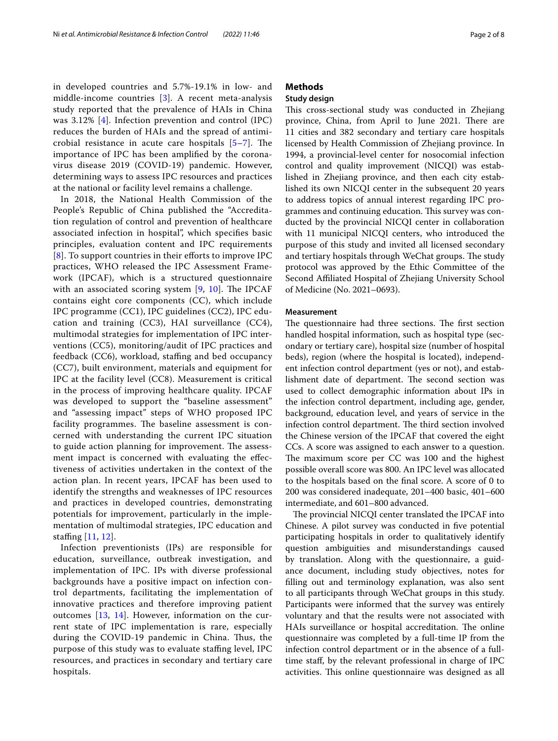in developed countries and 5.7%-19.1% in low- and middle-income countries [3]. A recent meta-analysis study reported that the prevalence of HAIs in China was 3.12% [4]. Infection prevention and control (IPC) reduces the burden of HAIs and the spread of antimicrobial resistance in acute care hospitals [5–7]. The importance of IPC has been amplified by the coronavirus disease 2019 (COVID-19) pandemic. However, determining ways to assess IPC resources and practices at the national or facility level remains a challenge.

In 2018, the National Health Commission of the People's Republic of China published the "Accreditation regulation of control and prevention of healthcare associated infection in hospital", which specifies basic principles, evaluation content and IPC requirements [8]. To support countries in their efforts to improve IPC practices, WHO released the IPC Assessment Framework (IPCAF), which is a structured questionnaire with an associated scoring system [9, 10]. The IPCAF contains eight core components (CC), which include IPC programme (CC1), IPC guidelines (CC2), IPC education and training (CC3), HAI surveillance (CC4), multimodal strategies for implementation of IPC interventions (CC5), monitoring/audit of IPC practices and feedback (CC6), workload, staffing and bed occupancy (CC7), built environment, materials and equipment for IPC at the facility level (CC8). Measurement is critical in the process of improving healthcare quality. IPCAF was developed to support the "baseline assessment" and "assessing impact" steps of WHO proposed IPC facility programmes. The baseline assessment is concerned with understanding the current IPC situation to guide action planning for improvement. The assessment impact is concerned with evaluating the effectiveness of activities undertaken in the context of the action plan. In recent years, IPCAF has been used to identify the strengths and weaknesses of IPC resources and practices in developed countries, demonstrating potentials for improvement, particularly in the implementation of multimodal strategies, IPC education and staffing [11, 12].

Infection preventionists (IPs) are responsible for education, surveillance, outbreak investigation, and implementation of IPC. IPs with diverse professional backgrounds have a positive impact on infection control departments, facilitating the implementation of innovative practices and therefore improving patient outcomes [13, 14]. However, information on the current state of IPC implementation is rare, especially during the COVID-19 pandemic in China. Thus, the purpose of this study was to evaluate staffing level, IPC resources, and practices in secondary and tertiary care hospitals.

## Methods

### Study design

This cross-sectional study was conducted in Zhejiang province, China, from April to June 2021. There are 11 cities and 382 secondary and tertiary care hospitals licensed by Health Commission of Zhejiang province. In 1994, a provincial-level center for nosocomial infection control and quality improvement (NICQI) was established in Zhejiang province, and then each city established its own NICQI center in the subsequent 20 years to address topics of annual interest regarding IPC programmes and continuing education. This survey was conducted by the provincial NICQI center in collaboration with 11 municipal NICQI centers, who introduced the purpose of this study and invited all licensed secondary and tertiary hospitals through WeChat groups. The study protocol was approved by the Ethic Committee of the Second Affiliated Hospital of Zhejiang University School of Medicine (No. 2021–0693).

### Measurement

The questionnaire had three sections. The first section handled hospital information, such as hospital type (secondary or tertiary care), hospital size (number of hospital beds), region (where the hospital is located), independent infection control department (yes or not), and establishment date of department. The second section was used to collect demographic information about IPs in the infection control department, including age, gender, background, education level, and years of service in the infection control department. The third section involved the Chinese version of the IPCAF that covered the eight CCs. A score was assigned to each answer to a question. The maximum score per CC was 100 and the highest possible overall score was 800. An IPC level was allocated to the hospitals based on the final score. A score of 0 to 200 was considered inadequate, 201–400 basic, 401–600 intermediate, and 601–800 advanced.

The provincial NICQI center translated the IPCAF into Chinese. A pilot survey was conducted in five potential participating hospitals in order to qualitatively identify question ambiguities and misunderstandings caused by translation. Along with the questionnaire, a guidance document, including study objectives, notes for filling out and terminology explanation, was also sent to all participants through WeChat groups in this study. Participants were informed that the survey was entirely voluntary and that the results were not associated with HAIs surveillance or hospital accreditation. The online questionnaire was completed by a full-time IP from the infection control department or in the absence of a full-time staff, by the relevant professional in charge of IPC activities. This online questionnaire was designed as all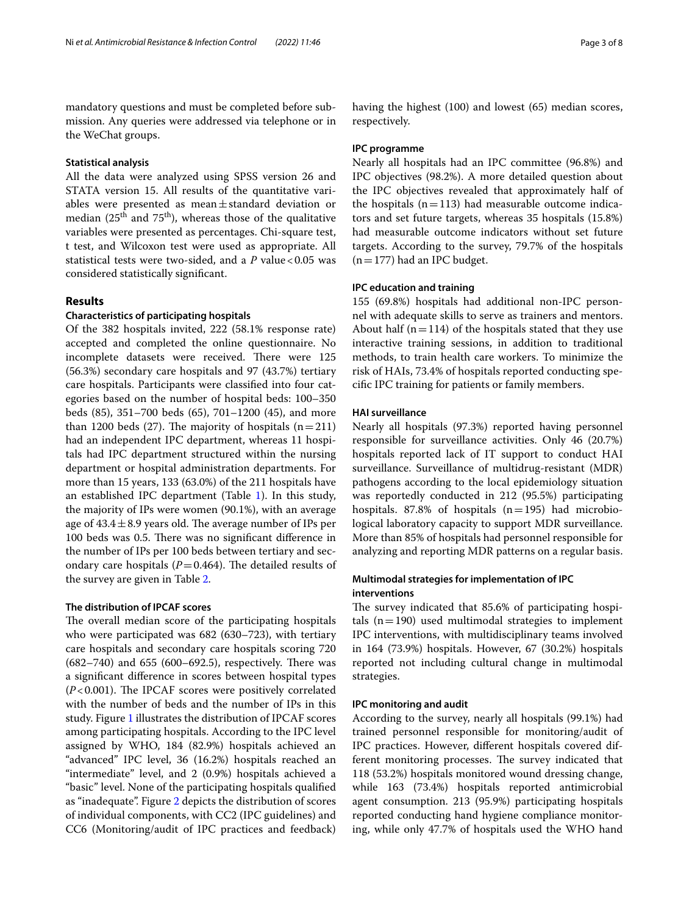mandatory questions and must be completed before submission. Any queries were addressed via telephone or in the WeChat groups.

### Statistical analysis

All the data were analyzed using SPSS version 26 and STATA version 15. All results of the quantitative variables were presented as mean ± standard deviation or median (25th and 75th), whereas those of the qualitative variables were presented as percentages. Chi-square test, t test, and Wilcoxon test were used as appropriate. All statistical tests were two-sided, and a *P* value < 0.05 was considered statistically significant.

## Results

### Characteristics of participating hospitals

Of the 382 hospitals invited, 222 (58.1% response rate) accepted and completed the online questionnaire. No incomplete datasets were received. There were 125 (56.3%) secondary care hospitals and 97 (43.7%) tertiary care hospitals. Participants were classified into four categories based on the number of hospital beds: 100–350 beds (85), 351–700 beds (65), 701–1200 (45), and more than 1200 beds (27). The majority of hospitals (n = 211) had an independent IPC department, whereas 11 hospitals had IPC department structured within the nursing department or hospital administration departments. For more than 15 years, 133 (63.0%) of the 211 hospitals have an established IPC department (Table 1). In this study, the majority of IPs were women (90.1%), with an average age of 43.4 ± 8.9 years old. The average number of IPs per 100 beds was 0.5. There was no significant difference in the number of IPs per 100 beds between tertiary and secondary care hospitals (*P* = 0.464). The detailed results of the survey are given in Table 2.

### The distribution of IPCAF scores

The overall median score of the participating hospitals who were participated was 682 (630–723), with tertiary care hospitals and secondary care hospitals scoring 720 (682–740) and 655 (600–692.5), respectively. There was a significant difference in scores between hospital types (*P* < 0.001). The IPCAF scores were positively correlated with the number of beds and the number of IPs in this study. Figure 1 illustrates the distribution of IPCAF scores among participating hospitals. According to the IPC level assigned by WHO, 184 (82.9%) hospitals achieved an "advanced" IPC level, 36 (16.2%) hospitals reached an "intermediate" level, and 2 (0.9%) hospitals achieved a "basic" level. None of the participating hospitals qualified as "inadequate". Figure 2 depicts the distribution of scores of individual components, with CC2 (IPC guidelines) and CC6 (Monitoring/audit of IPC practices and feedback) having the highest (100) and lowest (65) median scores, respectively.

### IPC programme

Nearly all hospitals had an IPC committee (96.8%) and IPC objectives (98.2%). A more detailed question about the IPC objectives revealed that approximately half of the hospitals (n = 113) had measurable outcome indicators and set future targets, whereas 35 hospitals (15.8%) had measurable outcome indicators without set future targets. According to the survey, 79.7% of the hospitals (n = 177) had an IPC budget.

### IPC education and training

155 (69.8%) hospitals had additional non-IPC personnel with adequate skills to serve as trainers and mentors. About half (n = 114) of the hospitals stated that they use interactive training sessions, in addition to traditional methods, to train health care workers. To minimize the risk of HAIs, 73.4% of hospitals reported conducting specific IPC training for patients or family members.

### HAI surveillance

Nearly all hospitals (97.3%) reported having personnel responsible for surveillance activities. Only 46 (20.7%) hospitals reported lack of IT support to conduct HAI surveillance. Surveillance of multidrug-resistant (MDR) pathogens according to the local epidemiology situation was reportedly conducted in 212 (95.5%) participating hospitals. 87.8% of hospitals (n = 195) had microbiological laboratory capacity to support MDR surveillance. More than 85% of hospitals had personnel responsible for analyzing and reporting MDR patterns on a regular basis.

### Multimodal strategies for implementation of IPC interventions

The survey indicated that 85.6% of participating hospitals (n = 190) used multimodal strategies to implement IPC interventions, with multidisciplinary teams involved in 164 (73.9%) hospitals. However, 67 (30.2%) hospitals reported not including cultural change in multimodal strategies.

### IPC monitoring and audit

According to the survey, nearly all hospitals (99.1%) had trained personnel responsible for monitoring/audit of IPC practices. However, different hospitals covered different monitoring processes. The survey indicated that 118 (53.2%) hospitals monitored wound dressing change, while 163 (73.4%) hospitals reported antimicrobial agent consumption. 213 (95.9%) participating hospitals reported conducting hand hygiene compliance monitoring, while only 47.7% of hospitals used the WHO hand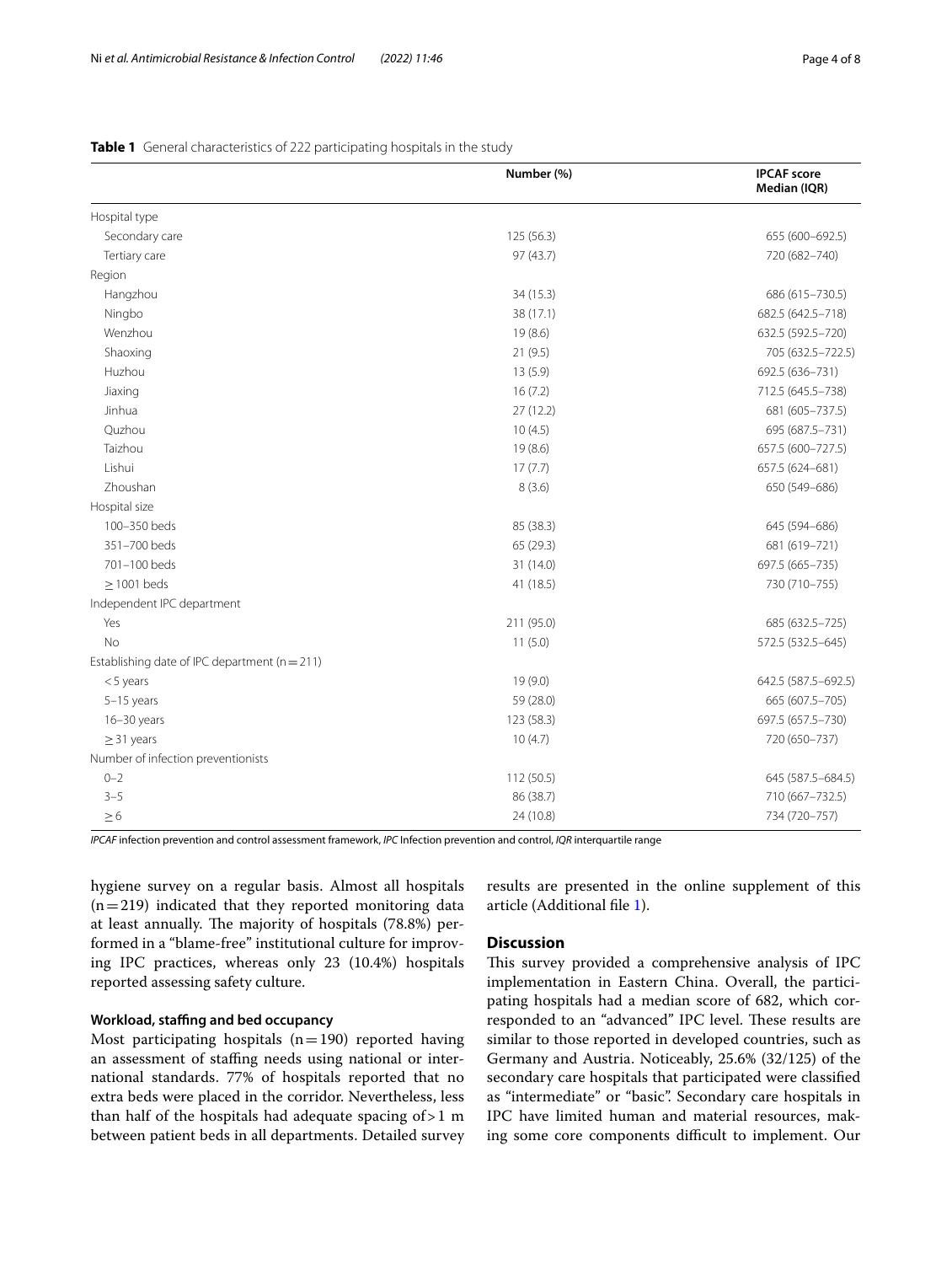**Table 1** General characteristics of 222 participating hospitals in the study

| | Number (%) | IPCAF score Median (IQR) |
|---|---|---|
| Hospital type | | |
| Secondary care | 125 (56.3) | 655 (600–692.5) |
| Tertiary care | 97 (43.7) | 720 (682–740) |
| Region | | |
| Hangzhou | 34 (15.3) | 686 (615–730.5) |
| Ningbo | 38 (17.1) | 682.5 (642.5–718) |
| Wenzhou | 19 (8.6) | 632.5 (592.5–720) |
| Shaoxing | 21 (9.5) | 705 (632.5–722.5) |
| Huzhou | 13 (5.9) | 692.5 (636–731) |
| Jiaxing | 16 (7.2) | 712.5 (645.5–738) |
| Jinhua | 27 (12.2) | 681 (605–737.5) |
| Quzhou | 10 (4.5) | 695 (687.5–731) |
| Taizhou | 19 (8.6) | 657.5 (600–727.5) |
| Lishui | 17 (7.7) | 657.5 (624–681) |
| Zhoushan | 8 (3.6) | 650 (549–686) |
| Hospital size | | |
| 100–350 beds | 85 (38.3) | 645 (594–686) |
| 351–700 beds | 65 (29.3) | 681 (619–721) |
| 701–100 beds | 31 (14.0) | 697.5 (665–735) |
| ≥ 1001 beds | 41 (18.5) | 730 (710–755) |
| Independent IPC department | | |
| Yes | 211 (95.0) | 685 (632.5–725) |
| No | 11 (5.0) | 572.5 (532.5–645) |
| Establishing date of IPC department (n = 211) | | |
| < 5 years | 19 (9.0) | 642.5 (587.5–692.5) |
| 5–15 years | 59 (28.0) | 665 (607.5–705) |
| 16–30 years | 123 (58.3) | 697.5 (657.5–730) |
| ≥ 31 years | 10 (4.7) | 720 (650–737) |
| Number of infection preventionists | | |
| 0–2 | 112 (50.5) | 645 (587.5–684.5) |
| 3–5 | 86 (38.7) | 710 (667–732.5) |
| ≥ 6 | 24 (10.8) | 734 (720–757) |

*IPCAF* infection prevention and control assessment framework, *IPC* Infection prevention and control, *IQR* interquartile range

hygiene survey on a regular basis. Almost all hospitals (n = 219) indicated that they reported monitoring data at least annually. The majority of hospitals (78.8%) performed in a "blame-free" institutional culture for improving IPC practices, whereas only 23 (10.4%) hospitals reported assessing safety culture.

### Workload, staffing and bed occupancy

Most participating hospitals (n = 190) reported having an assessment of staffing needs using national or international standards. 77% of hospitals reported that no extra beds were placed in the corridor. Nevertheless, less than half of the hospitals had adequate spacing of > 1 m between patient beds in all departments. Detailed survey results are presented in the online supplement of this article (Additional file 1).

## Discussion

This survey provided a comprehensive analysis of IPC implementation in Eastern China. Overall, the participating hospitals had a median score of 682, which corresponded to an "advanced" IPC level. These results are similar to those reported in developed countries, such as Germany and Austria. Noticeably, 25.6% (32/125) of the secondary care hospitals that participated were classified as "intermediate" or "basic". Secondary care hospitals in IPC have limited human and material resources, making some core components difficult to implement. Our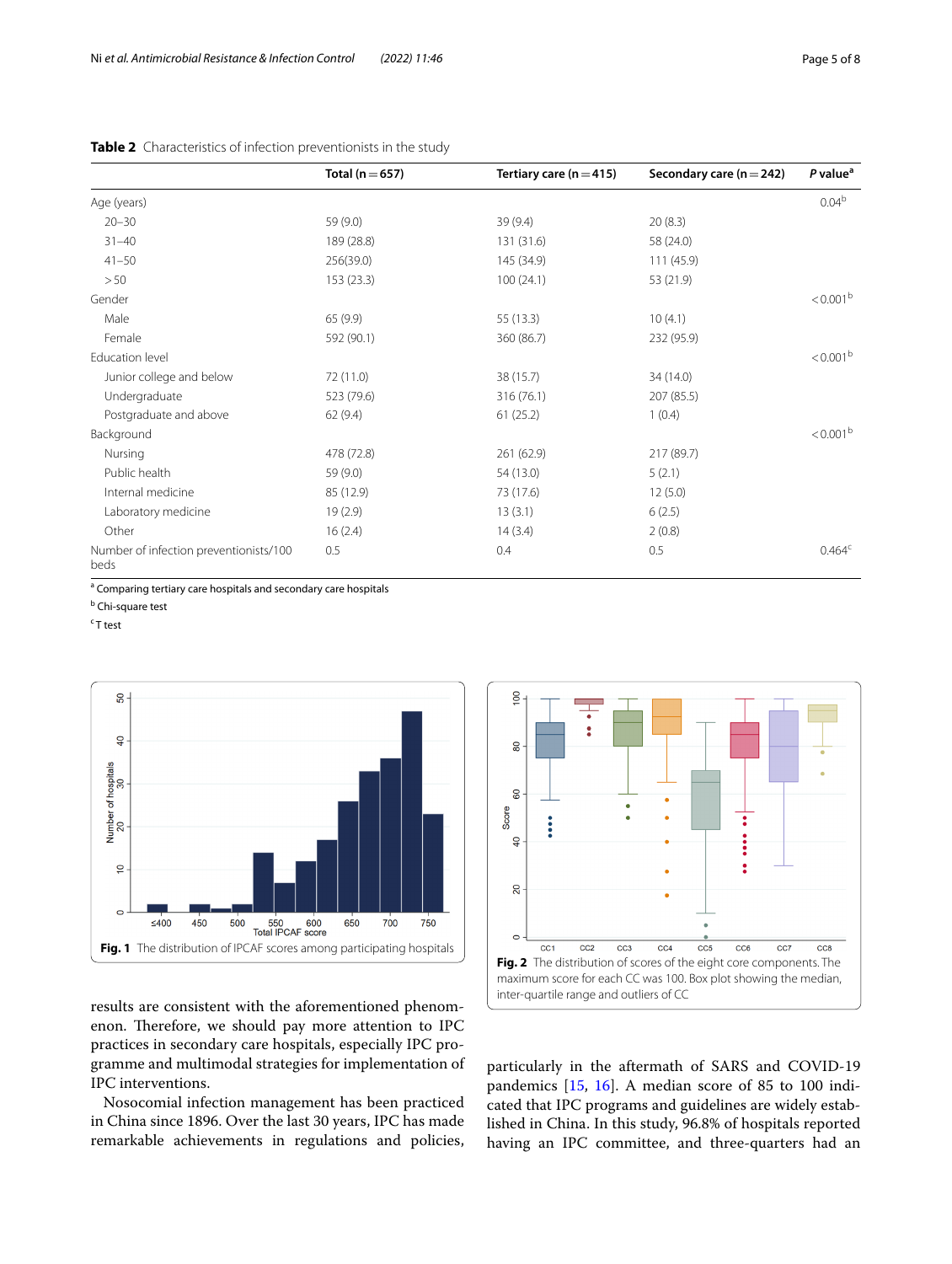**Table 2** Characteristics of infection preventionists in the study

| | Total (n = 657) | Tertiary care (n = 415) | Secondary care (n = 242) | P value[a] |
|---|---|---|---|---|
| Age (years) | | | | 0.04[b] |
| 20–30 | 59 (9.0) | 39 (9.4) | 20 (8.3) | |
| 31–40 | 189 (28.8) | 131 (31.6) | 58 (24.0) | |
| 41–50 | 256(39.0) | 145 (34.9) | 111 (45.9) | |
| > 50 | 153 (23.3) | 100 (24.1) | 53 (21.9) | |
| Gender | | | | < 0.001[b] |
| Male | 65 (9.9) | 55 (13.3) | 10 (4.1) | |
| Female | 592 (90.1) | 360 (86.7) | 232 (95.9) | |
| Education level | | | | < 0.001[b] |
| Junior college and below | 72 (11.0) | 38 (15.7) | 34 (14.0) | |
| Undergraduate | 523 (79.6) | 316 (76.1) | 207 (85.5) | |
| Postgraduate and above | 62 (9.4) | 61 (25.2) | 1 (0.4) | |
| Background | | | | < 0.001[b] |
| Nursing | 478 (72.8) | 261 (62.9) | 217 (89.7) | |
| Public health | 59 (9.0) | 54 (13.0) | 5 (2.1) | |
| Internal medicine | 85 (12.9) | 73 (17.6) | 12 (5.0) | |
| Laboratory medicine | 19 (2.9) | 13 (3.1) | 6 (2.5) | |
| Other | 16 (2.4) | 14 (3.4) | 2 (0.8) | |
| Number of infection preventionists/100 beds | 0.5 | 0.4 | 0.5 | 0.464[c] |

[a] Comparing tertiary care hospitals and secondary care hospitals

[b] Chi-square test

[c] T test

**Fig. 1** The distribution of IPCAF scores among participating hospitals

**Fig. 2** The distribution of scores of the eight core components. The maximum score for each CC was 100. Box plot showing the median, inter-quartile range and outliers of CC

results are consistent with the aforementioned phenomenon. Therefore, we should pay more attention to IPC practices in secondary care hospitals, especially IPC programme and multimodal strategies for implementation of IPC interventions.

Nosocomial infection management has been practiced in China since 1896. Over the last 30 years, IPC has made remarkable achievements in regulations and policies, particularly in the aftermath of SARS and COVID-19 pandemics [15, 16]. A median score of 85 to 100 indicated that IPC programs and guidelines are widely established in China. In this study, 96.8% of hospitals reported having an IPC committee, and three-quarters had an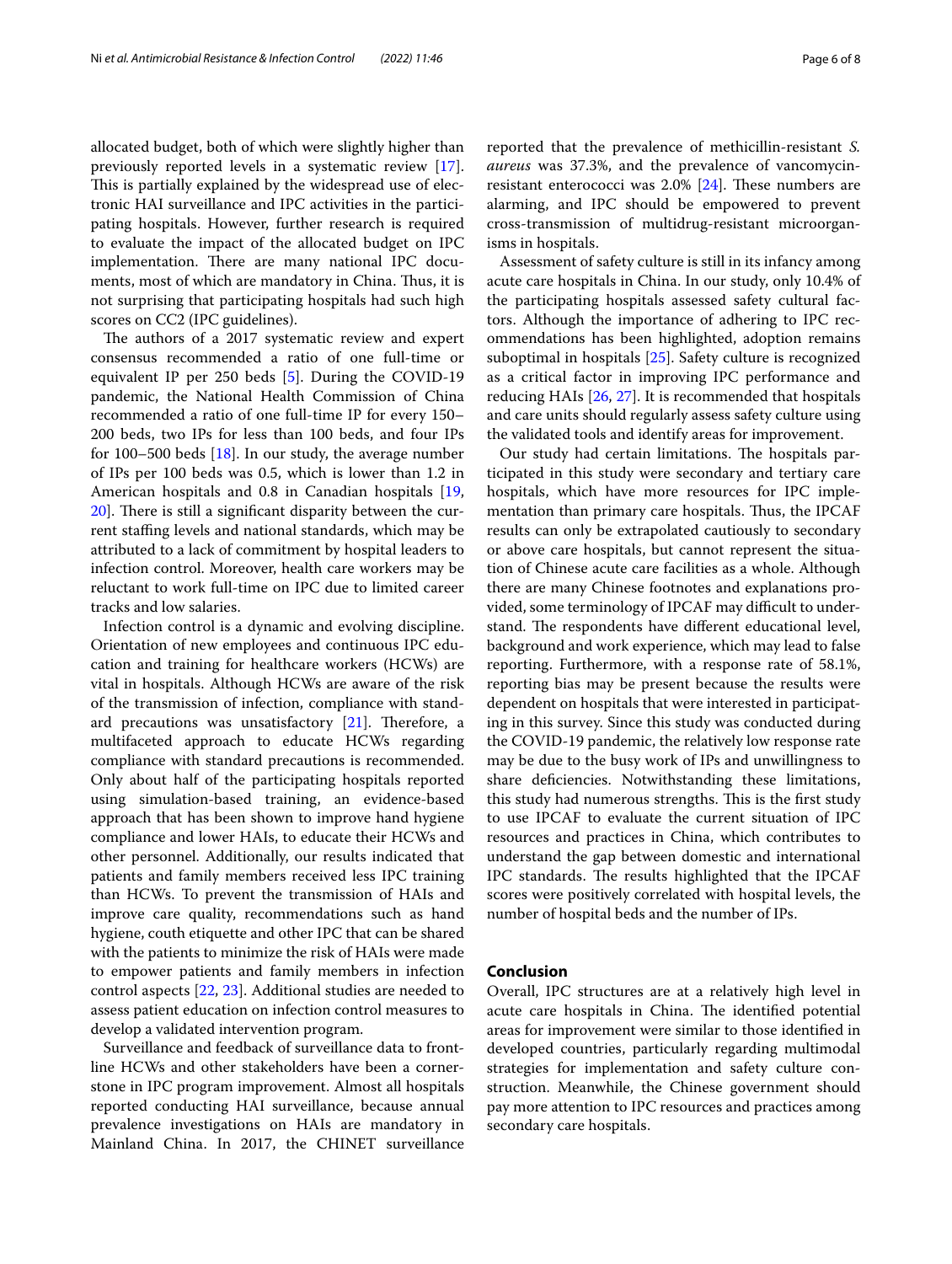allocated budget, both of which were slightly higher than previously reported levels in a systematic review [17]. This is partially explained by the widespread use of electronic HAI surveillance and IPC activities in the participating hospitals. However, further research is required to evaluate the impact of the allocated budget on IPC implementation. There are many national IPC documents, most of which are mandatory in China. Thus, it is not surprising that participating hospitals had such high scores on CC2 (IPC guidelines).

The authors of a 2017 systematic review and expert consensus recommended a ratio of one full-time or equivalent IP per 250 beds [5]. During the COVID-19 pandemic, the National Health Commission of China recommended a ratio of one full-time IP for every 150–200 beds, two IPs for less than 100 beds, and four IPs for 100–500 beds [18]. In our study, the average number of IPs per 100 beds was 0.5, which is lower than 1.2 in American hospitals and 0.8 in Canadian hospitals [19, 20]. There is still a significant disparity between the current staffing levels and national standards, which may be attributed to a lack of commitment by hospital leaders to infection control. Moreover, health care workers may be reluctant to work full-time on IPC due to limited career tracks and low salaries.

Infection control is a dynamic and evolving discipline. Orientation of new employees and continuous IPC education and training for healthcare workers (HCWs) are vital in hospitals. Although HCWs are aware of the risk of the transmission of infection, compliance with standard precautions was unsatisfactory [21]. Therefore, a multifaceted approach to educate HCWs regarding compliance with standard precautions is recommended. Only about half of the participating hospitals reported using simulation-based training, an evidence-based approach that has been shown to improve hand hygiene compliance and lower HAIs, to educate their HCWs and other personnel. Additionally, our results indicated that patients and family members received less IPC training than HCWs. To prevent the transmission of HAIs and improve care quality, recommendations such as hand hygiene, couth etiquette and other IPC that can be shared with the patients to minimize the risk of HAIs were made to empower patients and family members in infection control aspects [22, 23]. Additional studies are needed to assess patient education on infection control measures to develop a validated intervention program.

Surveillance and feedback of surveillance data to frontline HCWs and other stakeholders have been a cornerstone in IPC program improvement. Almost all hospitals reported conducting HAI surveillance, because annual prevalence investigations on HAIs are mandatory in Mainland China. In 2017, the CHINET surveillance reported that the prevalence of methicillin-resistant *S. aureus* was 37.3%, and the prevalence of vancomycin-resistant enterococci was 2.0% [24]. These numbers are alarming, and IPC should be empowered to prevent cross-transmission of multidrug-resistant microorganisms in hospitals.

Assessment of safety culture is still in its infancy among acute care hospitals in China. In our study, only 10.4% of the participating hospitals assessed safety cultural factors. Although the importance of adhering to IPC recommendations has been highlighted, adoption remains suboptimal in hospitals [25]. Safety culture is recognized as a critical factor in improving IPC performance and reducing HAIs [26, 27]. It is recommended that hospitals and care units should regularly assess safety culture using the validated tools and identify areas for improvement.

Our study had certain limitations. The hospitals participated in this study were secondary and tertiary care hospitals, which have more resources for IPC implementation than primary care hospitals. Thus, the IPCAF results can only be extrapolated cautiously to secondary or above care hospitals, but cannot represent the situation of Chinese acute care facilities as a whole. Although there are many Chinese footnotes and explanations provided, some terminology of IPCAF may difficult to understand. The respondents have different educational level, background and work experience, which may lead to false reporting. Furthermore, with a response rate of 58.1%, reporting bias may be present because the results were dependent on hospitals that were interested in participating in this survey. Since this study was conducted during the COVID-19 pandemic, the relatively low response rate may be due to the busy work of IPs and unwillingness to share deficiencies. Notwithstanding these limitations, this study had numerous strengths. This is the first study to use IPCAF to evaluate the current situation of IPC resources and practices in China, which contributes to understand the gap between domestic and international IPC standards. The results highlighted that the IPCAF scores were positively correlated with hospital levels, the number of hospital beds and the number of IPs.

## Conclusion

Overall, IPC structures are at a relatively high level in acute care hospitals in China. The identified potential areas for improvement were similar to those identified in developed countries, particularly regarding multimodal strategies for implementation and safety culture construction. Meanwhile, the Chinese government should pay more attention to IPC resources and practices among secondary care hospitals.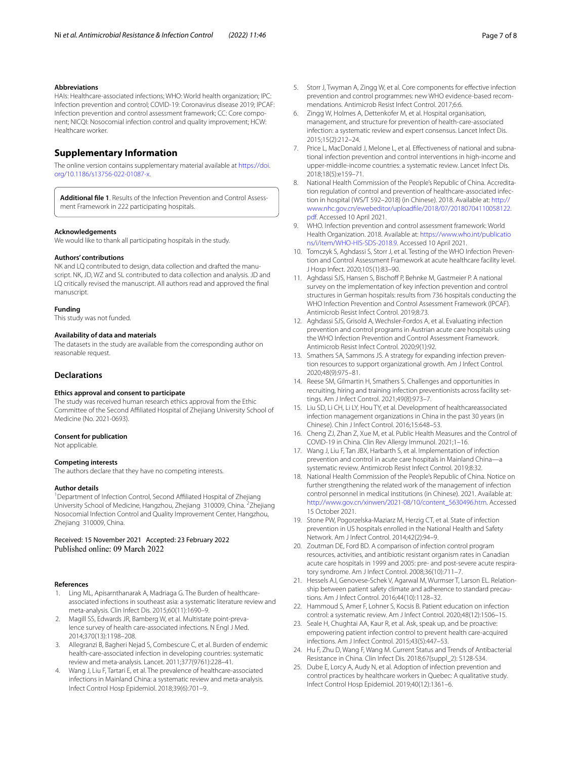**Abbreviations**

HAIs: Healthcare-associated infections; WHO: World health organization; IPC: Infection prevention and control; COVID-19: Coronavirus disease 2019; IPCAF: Infection prevention and control assessment framework; CC: Core component; NICQI: Nosocomial infection control and quality improvement; HCW: Healthcare worker.

## Supplementary Information

The online version contains supplementary material available at https://doi.org/10.1186/s13756-022-01087-x.

**Additional file 1**. Results of the Infection Prevention and Control Assessment Framework in 222 participating hospitals.

**Acknowledgements**

We would like to thank all participating hospitals in the study.

**Authors' contributions**

NK and LQ contributed to design, data collection and drafted the manuscript. NK, JD, WZ and SL contributed to data collection and analysis. JD and LQ critically revised the manuscript. All authors read and approved the final manuscript.

**Funding**

This study was not funded.

**Availability of data and materials**

The datasets in the study are available from the corresponding author on reasonable request.

## Declarations

**Ethics approval and consent to participate**

The study was received human research ethics approval from the Ethic Committee of the Second Affiliated Hospital of Zhejiang University School of Medicine (No. 2021-0693).

**Consent for publication**

Not applicable.

**Competing interests**

The authors declare that they have no competing interests.

**Author details**

[1]Department of Infection Control, Second Affiliated Hospital of Zhejiang University School of Medicine, Hangzhou, Zhejiang 310009, China. [2]Zhejiang Nosocomial Infection Control and Quality Improvement Center, Hangzhou, Zhejiang 310009, China.

Received: 15 November 2021 Accepted: 23 February 2022
Published online: 09 March 2022

**References**

1. Ling ML, Apisarnthanarak A, Madriaga G. The Burden of healthcare-associated infections in southeast asia: a systematic literature review and meta-analysis. Clin Infect Dis. 2015;60(11):1690–9.
2. Magill SS, Edwards JR, Bamberg W, et al. Multistate point-prevalence survey of health care-associated infections. N Engl J Med. 2014;370(13):1198–208.
3. Allegranzi B, Bagheri Nejad S, Combescure C, et al. Burden of endemic health-care-associated infection in developing countries: systematic review and meta-analysis. Lancet. 2011;377(9761):228–41.
4. Wang J, Liu F, Tartari E, et al. The prevalence of healthcare-associated infections in Mainland China: a systematic review and meta-analysis. Infect Control Hosp Epidemiol. 2018;39(6):701–9.
5. Storr J, Twyman A, Zingg W, et al. Core components for effective infection prevention and control programmes: new WHO evidence-based recommendations. Antimicrob Resist Infect Control. 2017;6:6.
6. Zingg W, Holmes A, Dettenkofer M, et al. Hospital organisation, management, and structure for prevention of health-care-associated infection: a systematic review and expert consensus. Lancet Infect Dis. 2015;15(2):212–24.
7. Price L, MacDonald J, Melone L, et al. Effectiveness of national and subnational infection prevention and control interventions in high-income and upper-middle-income countries: a systematic review. Lancet Infect Dis. 2018;18(5):e159–71.
8. National Health Commission of the People's Republic of China. Accreditation regulation of control and prevention of healthcare-associated infection in hospital (WS/T 592–2018) (in Chinese). 2018. Available at: http://www.nhc.gov.cn/ewebeditor/uploadfile/2018/07/20180704110058122.pdf. Accessed 10 April 2021.
9. WHO. Infection prevention and control assessment framework: World Health Organization. 2018. Available at: https://www.who.int/publications/i/item/WHO-HIS-SDS-2018.9. Accessed 10 April 2021.
10. Tomczyk S, Aghdassi S, Storr J, et al. Testing of the WHO Infection Prevention and Control Assessment Framework at acute healthcare facility level. J Hosp Infect. 2020;105(1):83–90.
11. Aghdassi SJS, Hansen S, Bischoff P, Behnke M, Gastmeier P. A national survey on the implementation of key infection prevention and control structures in German hospitals: results from 736 hospitals conducting the WHO Infection Prevention and Control Assessment Framework (IPCAF). Antimicrob Resist Infect Control. 2019;8:73.
12. Aghdassi SJS, Grisold A, Wechsler-Fordos A, et al. Evaluating infection prevention and control programs in Austrian acute care hospitals using the WHO Infection Prevention and Control Assessment Framework. Antimicrob Resist Infect Control. 2020;9(1):92.
13. Smathers SA, Sammons JS. A strategy for expanding infection prevention resources to support organizational growth. Am J Infect Control. 2020;48(9):975–81.
14. Reese SM, Gilmartin H, Smathers S. Challenges and opportunities in recruiting, hiring and training infection preventionists across facility settings. Am J Infect Control. 2021;49(8):973–7.
15. Liu SD, Li CH, Li LY, Hou TY, et al. Development of healthcareassociated infection management organizations in China in the past 30 years (in Chinese). Chin J Infect Control. 2016;15:648–53.
16. Cheng ZJ, Zhan Z, Xue M, et al. Public Health Measures and the Control of COVID-19 in China. Clin Rev Allergy Immunol. 2021;1–16.
17. Wang J, Liu F, Tan JBX, Harbarth S, et al. Implementation of infection prevention and control in acute care hospitals in Mainland China—a systematic review. Antimicrob Resist Infect Control. 2019;8:32.
18. National Health Commission of the People's Republic of China. Notice on further strengthening the related work of the management of infection control personnel in medical institutions (in Chinese). 2021. Available at: http://www.gov.cn/xinwen/2021-08/10/content_5630496.htm. Accessed 15 October 2021.
19. Stone PW, Pogorzelska-Maziarz M, Herzig CT, et al. State of infection prevention in US hospitals enrolled in the National Health and Safety Network. Am J Infect Control. 2014;42(2):94–9.
20. Zoutman DE, Ford BD. A comparison of infection control program resources, activities, and antibiotic resistant organism rates in Canadian acute care hospitals in 1999 and 2005: pre- and post-severe acute respiratory syndrome. Am J Infect Control. 2008;36(10):711–7.
21. Hessels AJ, Genovese-Schek V, Agarwal M, Wurmser T, Larson EL. Relationship between patient safety climate and adherence to standard precautions. Am J Infect Control. 2016;44(10):1128–32.
22. Hammoud S, Amer F, Lohner S, Kocsis B. Patient education on infection control: a systematic review. Am J Infect Control. 2020;48(12):1506–15.
23. Seale H, Chughtai AA, Kaur R, et al. Ask, speak up, and be proactive: empowering patient infection control to prevent health care-acquired infections. Am J Infect Control. 2015;43(5):447–53.
24. Hu F, Zhu D, Wang F, Wang M. Current Status and Trends of Antibacterial Resistance in China. Clin Infect Dis. 2018;67(suppl_2): S128-S34.
25. Dube E, Lorcy A, Audy N, et al. Adoption of infection prevention and control practices by healthcare workers in Quebec: A qualitative study. Infect Control Hosp Epidemiol. 2019;40(12):1361–6.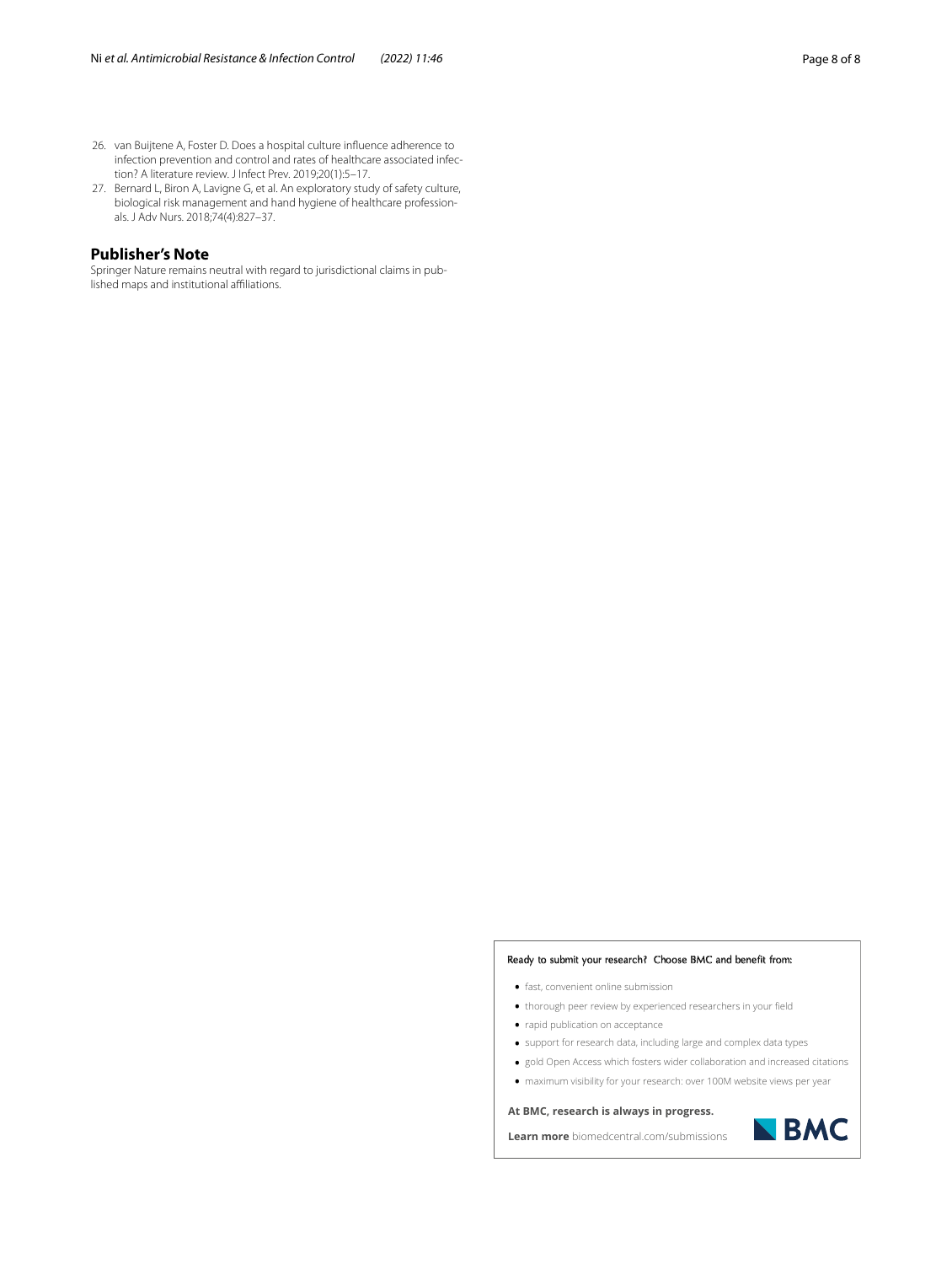26. van Buijtene A, Foster D. Does a hospital culture influence adherence to infection prevention and control and rates of healthcare associated infection? A literature review. J Infect Prev. 2019;20(1):5–17.
27. Bernard L, Biron A, Lavigne G, et al. An exploratory study of safety culture, biological risk management and hand hygiene of healthcare professionals. J Adv Nurs. 2018;74(4):827–37.

## Publisher's Note

Springer Nature remains neutral with regard to jurisdictional claims in published maps and institutional affiliations.

Ready to submit your research? Choose BMC and benefit from:

- fast, convenient online submission
- thorough peer review by experienced researchers in your field
- rapid publication on acceptance
- support for research data, including large and complex data types
- gold Open Access which fosters wider collaboration and increased citations
- maximum visibility for your research: over 100M website views per year

**At BMC, research is always in progress.**

**Learn more** biomedcentral.com/submissions

BMC